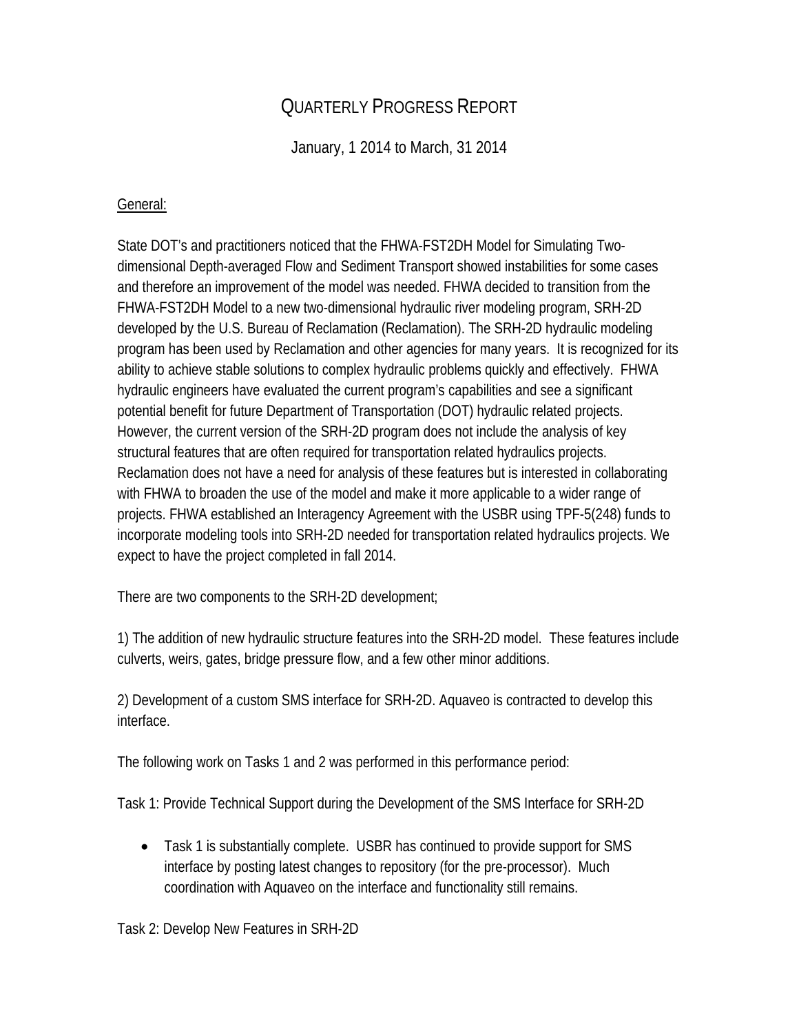# QUARTERLY PROGRESS REPORT

January, 1 2014 to March, 31 2014

General:

State DOT's and practitioners noticed that the FHWA-FST2DH Model for Simulating Two-dimensional Depth-averaged Flow and Sediment Transport showed instabilities for some cases and therefore an improvement of the model was needed. FHWA decided to transition from the FHWA-FST2DH Model to a new two-dimensional hydraulic river modeling program, SRH-2D developed by the U.S. Bureau of Reclamation (Reclamation). The SRH-2D hydraulic modeling program has been used by Reclamation and other agencies for many years. It is recognized for its ability to achieve stable solutions to complex hydraulic problems quickly and effectively. FHWA hydraulic engineers have evaluated the current program's capabilities and see a significant potential benefit for future Department of Transportation (DOT) hydraulic related projects. However, the current version of the SRH-2D program does not include the analysis of key structural features that are often required for transportation related hydraulics projects. Reclamation does not have a need for analysis of these features but is interested in collaborating with FHWA to broaden the use of the model and make it more applicable to a wider range of projects. FHWA established an Interagency Agreement with the USBR using TPF-5(248) funds to incorporate modeling tools into SRH-2D needed for transportation related hydraulics projects. We expect to have the project completed in fall 2014.

There are two components to the SRH-2D development;

1) The addition of new hydraulic structure features into the SRH-2D model. These features include culverts, weirs, gates, bridge pressure flow, and a few other minor additions.

2) Development of a custom SMS interface for SRH-2D. Aquaveo is contracted to develop this interface.

The following work on Tasks 1 and 2 was performed in this performance period:

Task 1: Provide Technical Support during the Development of the SMS Interface for SRH-2D

- Task 1 is substantially complete. USBR has continued to provide support for SMS interface by posting latest changes to repository (for the pre-processor). Much coordination with Aquaveo on the interface and functionality still remains.

Task 2: Develop New Features in SRH-2D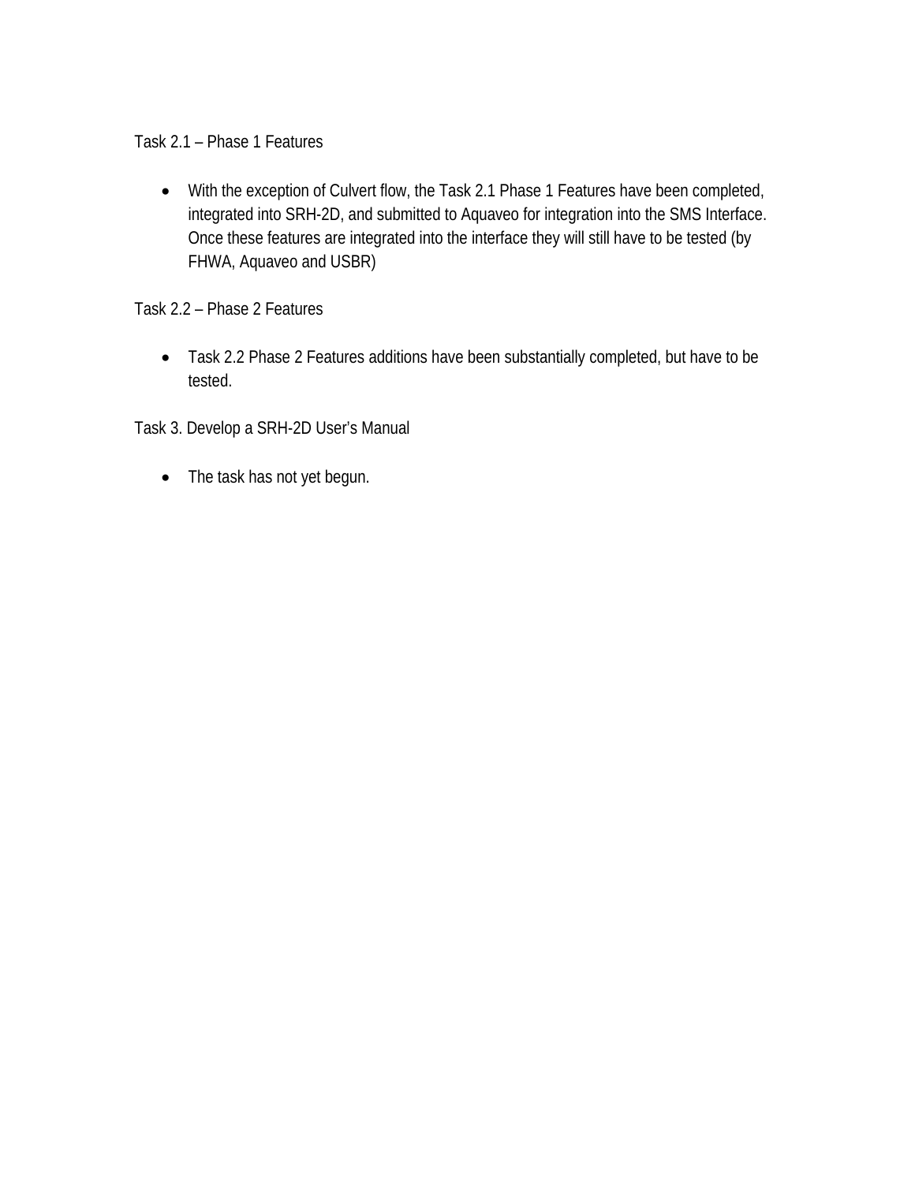Task 2.1 – Phase 1 Features

- With the exception of Culvert flow, the Task 2.1 Phase 1 Features have been completed, integrated into SRH-2D, and submitted to Aquaveo for integration into the SMS Interface. Once these features are integrated into the interface they will still have to be tested (by FHWA, Aquaveo and USBR)

Task 2.2 – Phase 2 Features

- Task 2.2 Phase 2 Features additions have been substantially completed, but have to be tested.

Task 3. Develop a SRH-2D User's Manual

- The task has not yet begun.